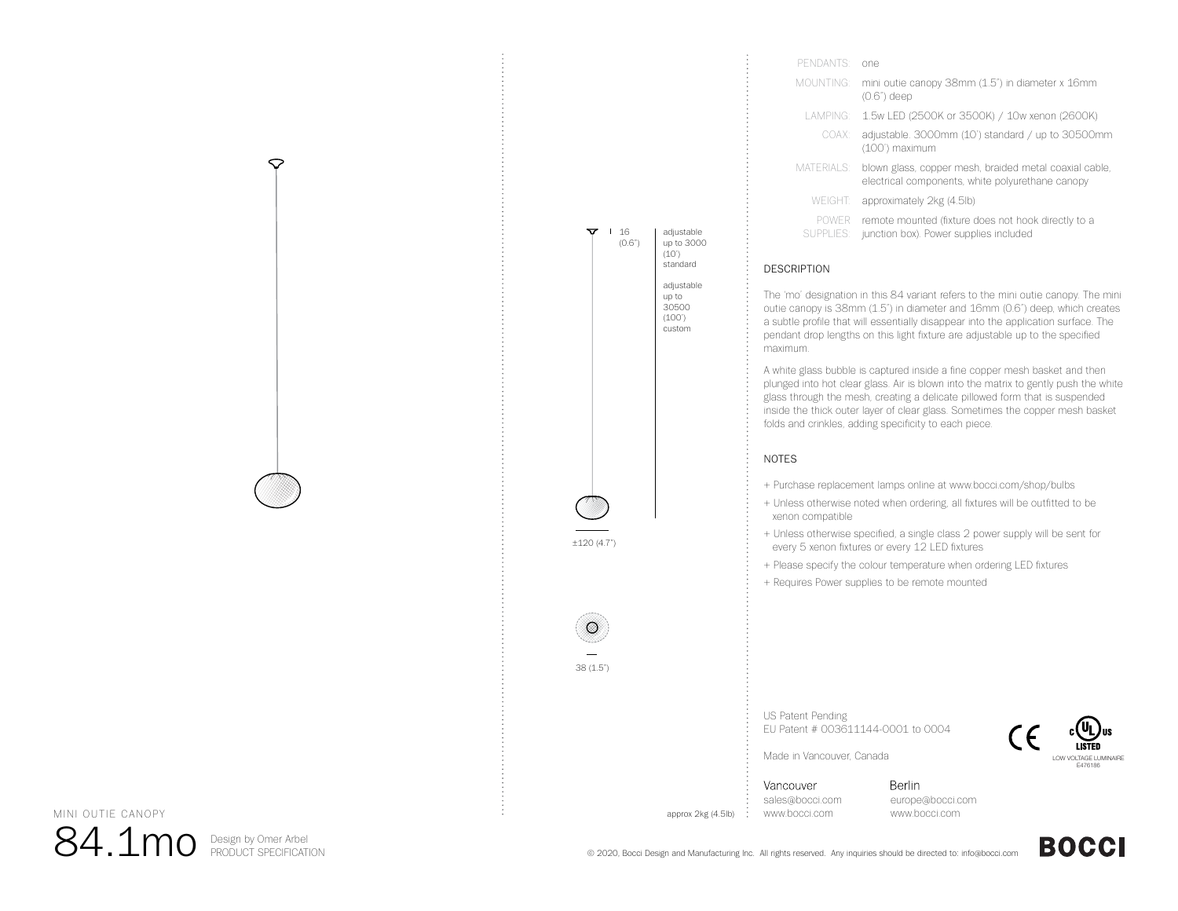| | |
|---|---|
| PENDANTS: | one |
| MOUNTING: | mini outie canopy 38mm (1.5") in diameter x 16mm (0.6") deep |
| LAMPING: | 1.5w LED (2500K or 3500K) / 10w xenon (2600K) |
| COAX: | adjustable. 3000mm (10') standard / up to 30500mm (100') maximum |
| MATERIALS: | blown glass, copper mesh, braided metal coaxial cable, electrical components, white polyurethane canopy |
| WEIGHT: | approximately 2kg (4.5lb) |
| POWER SUPPLIES: | remote mounted (fixture does not hook directly to a junction box). Power supplies included |

16 (0.6")

adjustable up to 3000 (10') standard

adjustable up to 30500 (100') custom

±120 (4.7")

38 (1.5")

approx 2kg (4.5lb)

## DESCRIPTION

The 'mo' designation in this 84 variant refers to the mini outie canopy. The mini outie canopy is 38mm (1.5") in diameter and 16mm (0.6") deep, which creates a subtle profile that will essentially disappear into the application surface. The pendant drop lengths on this light fixture are adjustable up to the specified maximum.

A white glass bubble is captured inside a fine copper mesh basket and then plunged into hot clear glass. Air is blown into the matrix to gently push the white glass through the mesh, creating a delicate pillowed form that is suspended inside the thick outer layer of clear glass. Sometimes the copper mesh basket folds and crinkles, adding specificity to each piece.

## NOTES

+ Purchase replacement lamps online at www.bocci.com/shop/bulbs
+ Unless otherwise noted when ordering, all fixtures will be outfitted to be xenon compatible
+ Unless otherwise specified, a single class 2 power supply will be sent for every 5 xenon fixtures or every 12 LED fixtures
+ Please specify the colour temperature when ordering LED fixtures
+ Requires Power supplies to be remote mounted

US Patent Pending
EU Patent # 003611144-0001 to 0004

Made in Vancouver, Canada

LOW VOLTAGE LUMINAIRE
E476186

Vancouver
sales@bocci.com
www.bocci.com

Berlin
europe@bocci.com
www.bocci.com

MINI OUTIE CANOPY

# 84.1mo

Design by Omer Arbel
PRODUCT SPECIFICATION

© 2020, Bocci Design and Manufacturing Inc. All rights reserved. Any inquiries should be directed to: info@bocci.com

BOCCI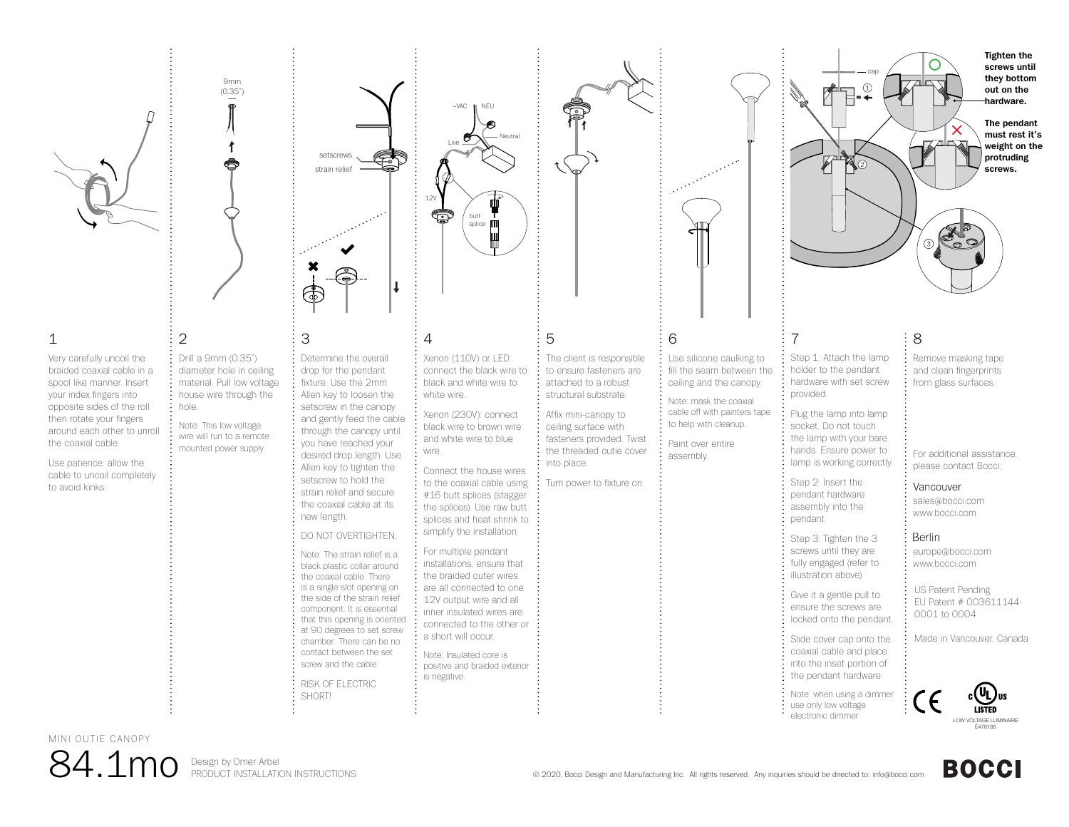## 1

Very carefully uncoil the braided coaxial cable in a spool like manner. Insert your index fingers into opposite sides of the roll then rotate your fingers around each other to unroll the coaxial cable.

Use patience: allow the cable to uncoil completely to avoid kinks.

## 2

Drill a 9mm (0.35") diameter hole in ceiling material. Pull low voltage house wire through the hole.

Note: This low voltage wire will run to a remote mounted power supply.

## 3

Determine the overall drop for the pendant fixture. Use the 2mm Allen key to loosen the setscrew in the canopy and gently feed the cable through the canopy until you have reached your desired drop length. Use Allen key to tighten the setscrew to hold the strain relief and secure the coaxial cable at its new length.

DO NOT OVERTIGHTEN.

Note: The strain relief is a black plastic collar around the coaxial cable. There is a single slot opening on the side of the strain relief component. It is essential that this opening is oriented at 90 degrees to set screw chamber. There can be no contact between the set screw and the cable.

RISK OF ELECTRIC SHORT!

## 4

Xenon (110V) or LED: connect the black wire to black and white wire to white wire.

Xenon (230V): connect black wire to brown wire and white wire to blue wire.

Connect the house wires to the coaxial cable using #16 butt splices (stagger the splices). Use raw butt splices and heat shrink to simplify the installation.

For multiple pendant installations, ensure that the braided outer wires are all connected to one 12V output wire and all inner insulated wires are connected to the other or a short will occur.

Note: Insulated core is positive and braided exterior is negative.

## 5

The client is responsible to ensure fasteners are attached to a robust structural substrate.

Affix mini-canopy to ceiling surface with fasteners provided. Twist the threaded outie cover into place.

Turn power to fixture on.

## 6

Use silicone caulking to fill the seam between the ceiling and the canopy.

Note: mask the coaxial cable off with painters tape to help with cleanup.

Paint over entire assembly.

## 7

**Tighten the screws until they bottom out on the hardware.**

**The pendant must rest it's weight on the protruding screws.**

Step 1: Attach the lamp holder to the pendant hardware with set screw provided.

Plug the lamp into lamp socket. Do not touch the lamp with your bare hands. Ensure power to lamp is working correctly.

Step 2: Insert the pendant hardware assembly into the pendant.

Step 3: Tighten the 3 screws until they are fully engaged (refer to illustration above)

Give it a gentle pull to ensure the screws are locked onto the pendant.

Slide cover cap onto the coaxial cable and place into the inset portion of the pendant hardware.

Note: when using a dimmer use only low voltage electronic dimmer

## 8

Remove masking tape and clean fingerprints from glass surfaces.

For additional assistance, please contact Bocci:

Vancouver
sales@bocci.com
www.bocci.com

Berlin
europe@bocci.com
www.bocci.com

US Patent Pending
EU Patent # 003611144-0001 to 0004

Made in Vancouver, Canada

LOW VOLTAGE LUMINAIRE
E476186

MINI OUTIE CANOPY

# 84.1mo

Design by Omer Arbel
PRODUCT INSTALLATION INSTRUCTIONS

© 2020, Bocci Design and Manufacturing Inc. All rights reserved. Any inquiries should be directed to: info@bocci.com

BOCCI